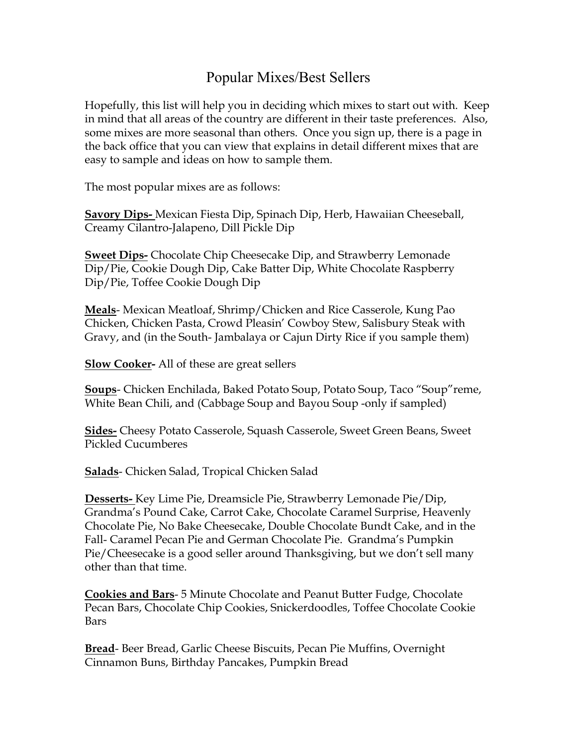# Popular Mixes/Best Sellers

Hopefully, this list will help you in deciding which mixes to start out with. Keep in mind that all areas of the country are different in their taste preferences. Also, some mixes are more seasonal than others. Once you sign up, there is a page in the back office that you can view that explains in detail different mixes that are easy to sample and ideas on how to sample them.

The most popular mixes are as follows:

**Savory Dips-** Mexican Fiesta Dip, Spinach Dip, Herb, Hawaiian Cheeseball, Creamy Cilantro-Jalapeno, Dill Pickle Dip

**Sweet Dips-** Chocolate Chip Cheesecake Dip, and Strawberry Lemonade Dip/Pie, Cookie Dough Dip, Cake Batter Dip, White Chocolate Raspberry Dip/Pie, Toffee Cookie Dough Dip

**Meals**- Mexican Meatloaf, Shrimp/Chicken and Rice Casserole, Kung Pao Chicken, Chicken Pasta, Crowd Pleasin' Cowboy Stew, Salisbury Steak with Gravy, and (in the South- Jambalaya or Cajun Dirty Rice if you sample them)

**Slow Cooker-** All of these are great sellers

**Soups**- Chicken Enchilada, Baked Potato Soup, Potato Soup, Taco "Soup"reme, White Bean Chili, and (Cabbage Soup and Bayou Soup -only if sampled)

**Sides-** Cheesy Potato Casserole, Squash Casserole, Sweet Green Beans, Sweet Pickled Cucumberes

**Salads**- Chicken Salad, Tropical Chicken Salad

**Desserts-** Key Lime Pie, Dreamsicle Pie, Strawberry Lemonade Pie/Dip, Grandma's Pound Cake, Carrot Cake, Chocolate Caramel Surprise, Heavenly Chocolate Pie, No Bake Cheesecake, Double Chocolate Bundt Cake, and in the Fall- Caramel Pecan Pie and German Chocolate Pie. Grandma's Pumpkin Pie/Cheesecake is a good seller around Thanksgiving, but we don't sell many other than that time.

**Cookies and Bars**- 5 Minute Chocolate and Peanut Butter Fudge, Chocolate Pecan Bars, Chocolate Chip Cookies, Snickerdoodles, Toffee Chocolate Cookie Bars

**Bread**- Beer Bread, Garlic Cheese Biscuits, Pecan Pie Muffins, Overnight Cinnamon Buns, Birthday Pancakes, Pumpkin Bread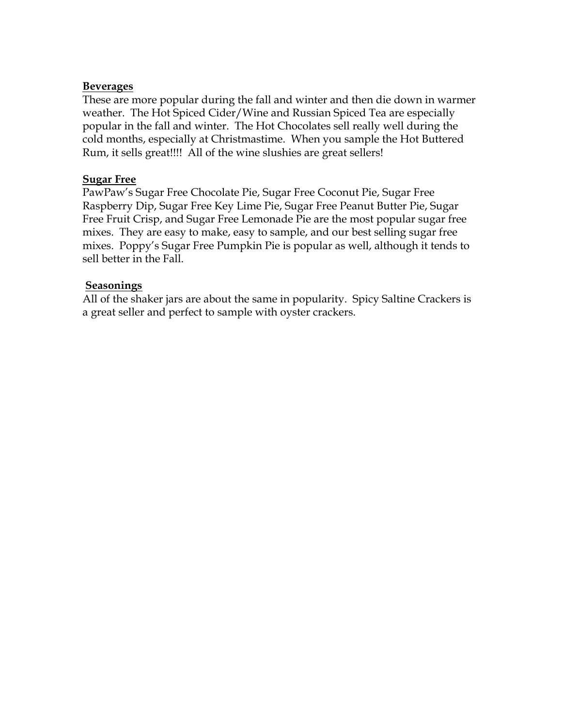**Beverages**

These are more popular during the fall and winter and then die down in warmer weather. The Hot Spiced Cider/Wine and Russian Spiced Tea are especially popular in the fall and winter. The Hot Chocolates sell really well during the cold months, especially at Christmastime. When you sample the Hot Buttered Rum, it sells great!!!! All of the wine slushies are great sellers!

**Sugar Free**

PawPaw's Sugar Free Chocolate Pie, Sugar Free Coconut Pie, Sugar Free Raspberry Dip, Sugar Free Key Lime Pie, Sugar Free Peanut Butter Pie, Sugar Free Fruit Crisp, and Sugar Free Lemonade Pie are the most popular sugar free mixes. They are easy to make, easy to sample, and our best selling sugar free mixes. Poppy's Sugar Free Pumpkin Pie is popular as well, although it tends to sell better in the Fall.

**Seasonings**

All of the shaker jars are about the same in popularity. Spicy Saltine Crackers is a great seller and perfect to sample with oyster crackers.